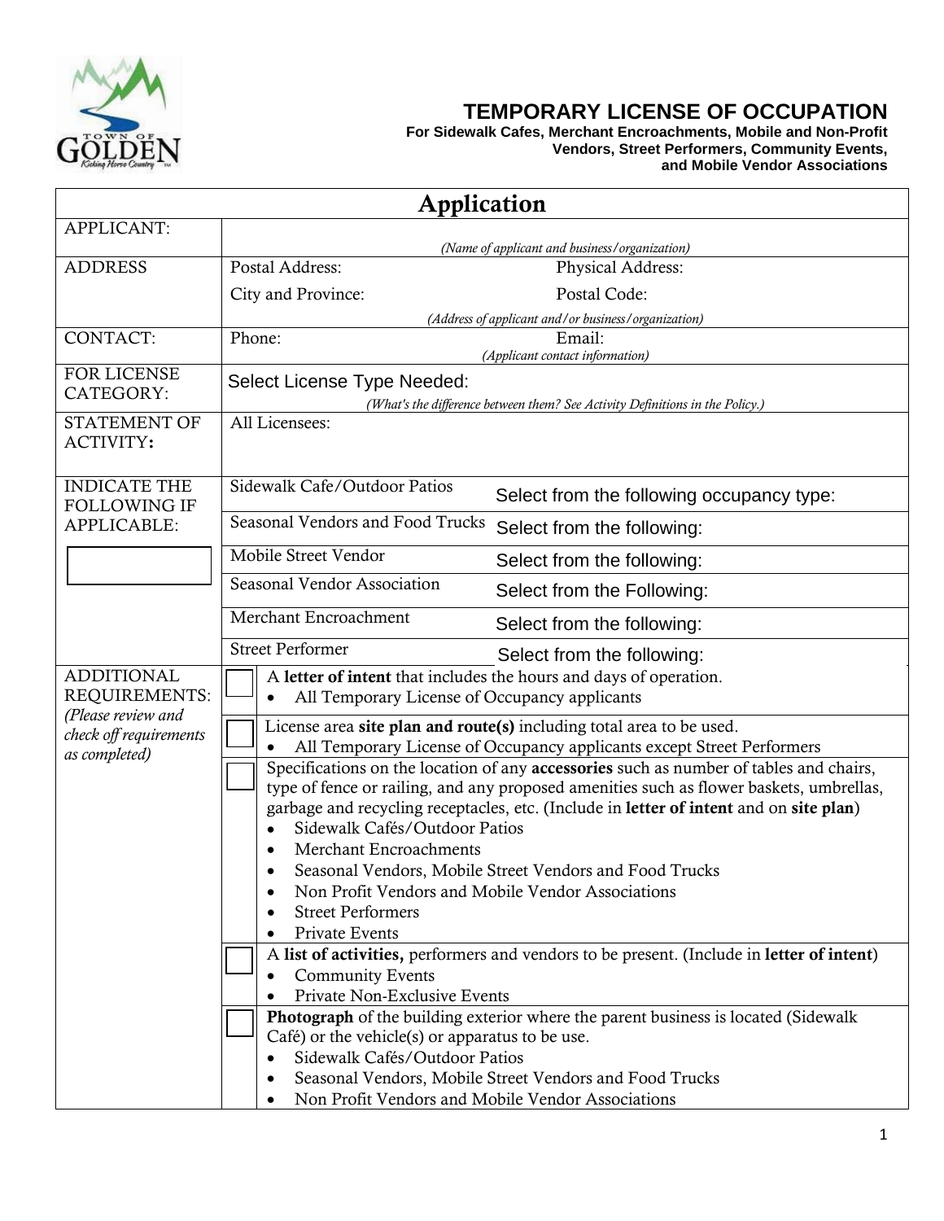# TEMPORARY LICENSE OF OCCUPATION

**For Sidewalk Cafes, Merchant Encroachments, Mobile and Non-Profit Vendors, Street Performers, Community Events, and Mobile Vendor Associations**

## Application

| | | |
|---|---|---|
| APPLICANT: | *(Name of applicant and business/organization)* | |
| ADDRESS | Postal Address:<br>City and Province: | Physical Address:<br>Postal Code:<br>*(Address of applicant and/or business/organization)* |
| CONTACT: | Phone: | Email:<br>*(Applicant contact information)* |
| FOR LICENSE CATEGORY: | Select License Type Needed:<br>*(What's the difference between them? See Activity Definitions in the Policy.)* | |
| STATEMENT OF ACTIVITY**:** | All Licensees: | |
| INDICATE THE FOLLOWING IF APPLICABLE: | Sidewalk Cafe/Outdoor Patios | Select from the following occupancy type: |
| | Seasonal Vendors and Food Trucks | Select from the following: |
| | Mobile Street Vendor | Select from the following: |
| | Seasonal Vendor Association | Select from the Following: |
| | Merchant Encroachment | Select from the following: |
| | Street Performer | Select from the following: |
| ADDITIONAL REQUIREMENTS:<br>*(Please review and check off requirements as completed)* | ☐ | A **letter of intent** that includes the hours and days of operation.<br>• All Temporary License of Occupancy applicants |
| | ☐ | License area **site plan and route(s)** including total area to be used.<br>• All Temporary License of Occupancy applicants except Street Performers |
| | ☐ | Specifications on the location of any **accessories** such as number of tables and chairs, type of fence or railing, and any proposed amenities such as flower baskets, umbrellas, garbage and recycling receptacles, etc. (Include in **letter of intent** and on **site plan**)<br>• Sidewalk Cafés/Outdoor Patios<br>• Merchant Encroachments<br>• Seasonal Vendors, Mobile Street Vendors and Food Trucks<br>• Non Profit Vendors and Mobile Vendor Associations<br>• Street Performers<br>• Private Events |
| | ☐ | A **list of activities,** performers and vendors to be present. (Include in **letter of intent**)<br>• Community Events<br>• Private Non-Exclusive Events |
| | ☐ | **Photograph** of the building exterior where the parent business is located (Sidewalk Café) or the vehicle(s) or apparatus to be use.<br>• Sidewalk Cafés/Outdoor Patios<br>• Seasonal Vendors, Mobile Street Vendors and Food Trucks<br>• Non Profit Vendors and Mobile Vendor Associations |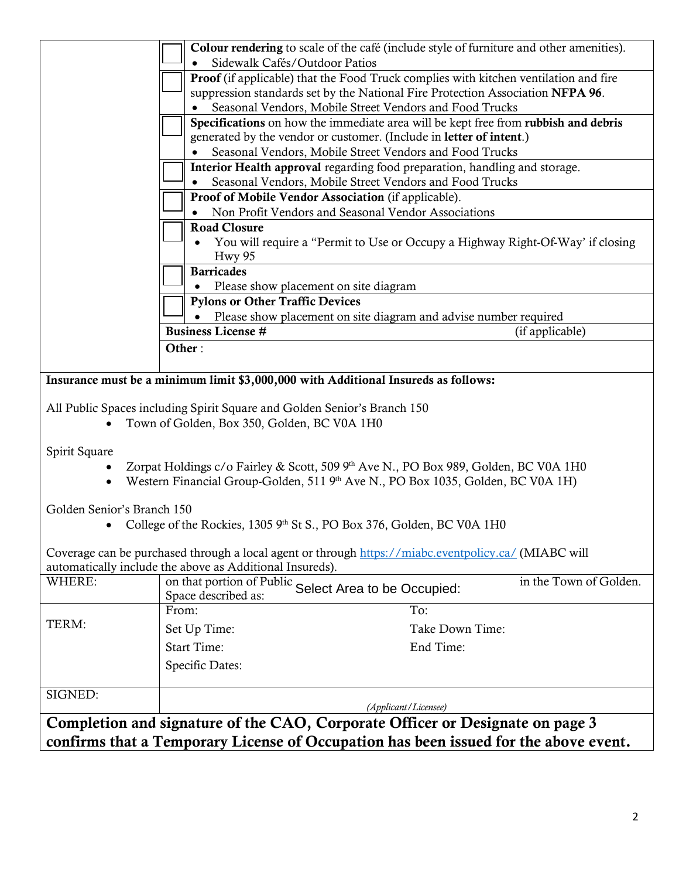| | | |
|---|---|---|
| | ☐ | **Colour rendering** to scale of the café (include style of furniture and other amenities).<br>• Sidewalk Cafés/Outdoor Patios |
| | ☐ | **Proof** (if applicable) that the Food Truck complies with kitchen ventilation and fire suppression standards set by the National Fire Protection Association **NFPA 96**.<br>• Seasonal Vendors, Mobile Street Vendors and Food Trucks |
| | ☐ | **Specifications** on how the immediate area will be kept free from **rubbish and debris** generated by the vendor or customer. (Include in **letter of intent**.)<br>• Seasonal Vendors, Mobile Street Vendors and Food Trucks |
| | ☐ | **Interior Health approval** regarding food preparation, handling and storage.<br>• Seasonal Vendors, Mobile Street Vendors and Food Trucks |
| | ☐ | **Proof of Mobile Vendor Association** (if applicable).<br>• Non Profit Vendors and Seasonal Vendor Associations |
| | ☐ | **Road Closure**<br>• You will require a "Permit to Use or Occupy a Highway Right-Of-Way' if closing Hwy 95 |
| | ☐ | **Barricades**<br>• Please show placement on site diagram |
| | ☐ | **Pylons or Other Traffic Devices**<br>• Please show placement on site diagram and advise number required |
| | **Business License #** (if applicable) | |
| | **Other** : | |

**Insurance must be a minimum limit $3,000,000 with Additional Insureds as follows:**

All Public Spaces including Spirit Square and Golden Senior's Branch 150

- Town of Golden, Box 350, Golden, BC V0A 1H0

Spirit Square

- Zorpat Holdings c/o Fairley & Scott, 509 9th Ave N., PO Box 989, Golden, BC V0A 1H0
- Western Financial Group-Golden, 511 9th Ave N., PO Box 1035, Golden, BC V0A 1H)

Golden Senior's Branch 150

- College of the Rockies, 1305 9th St S., PO Box 376, Golden, BC V0A 1H0

Coverage can be purchased through a local agent or through https://miabc.eventpolicy.ca/ (MIABC will automatically include the above as Additional Insureds).

| | | |
|---|---|---|
| WHERE: | on that portion of Public Space described as: Select Area to be Occupied: | in the Town of Golden. |
| TERM: | From:<br>Set Up Time:<br>Start Time:<br>Specific Dates: | To:<br>Take Down Time:<br>End Time: |
| SIGNED: | *(Applicant/Licensee)* | |

**Completion and signature of the CAO, Corporate Officer or Designate on page 3 confirms that a Temporary License of Occupation has been issued for the above event.**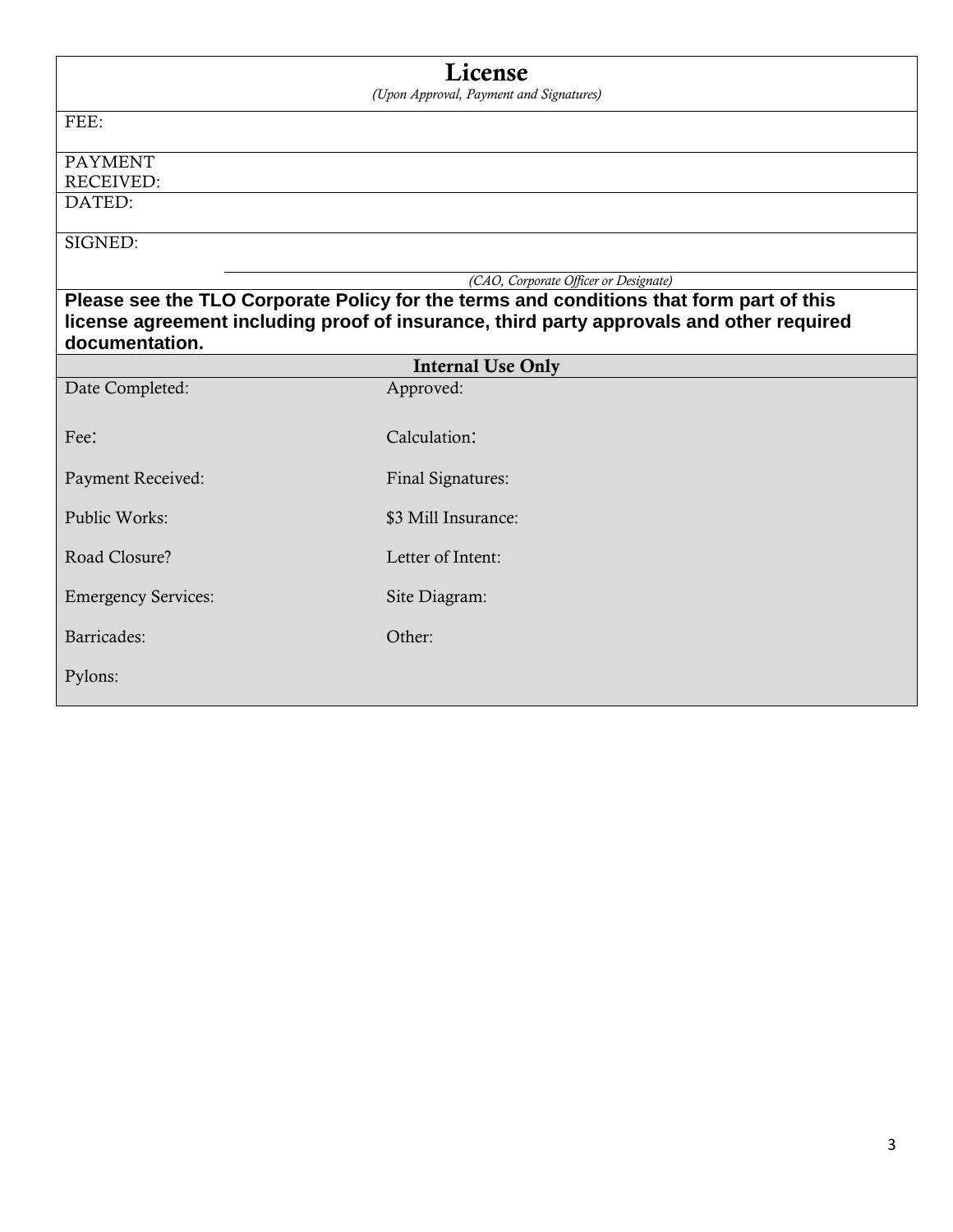## License

*(Upon Approval, Payment and Signatures)*

| | |
|---|---|
| FEE: | |
| PAYMENT RECEIVED: | |
| DATED: | |
| SIGNED: | *(CAO, Corporate Officer or Designate)* |

**Please see the TLO Corporate Policy for the terms and conditions that form part of this license agreement including proof of insurance, third party approvals and other required documentation.**

### Internal Use Only

| | |
|---|---|
| Date Completed: | Approved: |
| Fee: | Calculation: |
| Payment Received: | Final Signatures: |
| Public Works: | $3 Mill Insurance: |
| Road Closure? | Letter of Intent: |
| Emergency Services: | Site Diagram: |
| Barricades: | Other: |
| Pylons: | |